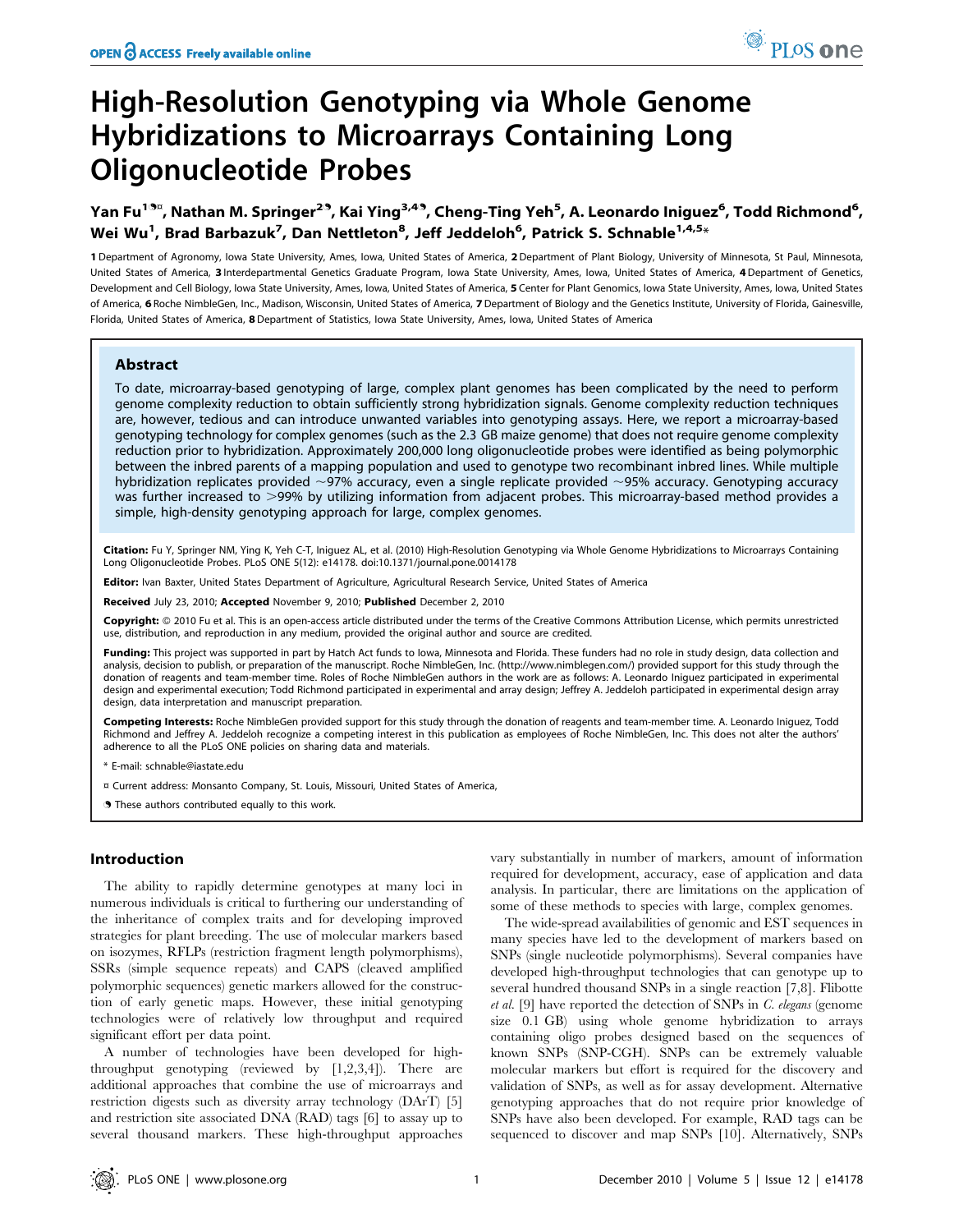# High-Resolution Genotyping via Whole Genome Hybridizations to Microarrays Containing Long Oligonucleotide Probes

Yan Fu[1¶¤], Nathan M. Springer[2¶], Kai Ying[3,4¶], Cheng-Ting Yeh[5], A. Leonardo Iniguez[6], Todd Richmond[6], Wei Wu[1], Brad Barbazuk[7], Dan Nettleton[8], Jeff Jeddeloh[6], Patrick S. Schnable[1,4,5*]

1 Department of Agronomy, Iowa State University, Ames, Iowa, United States of America, 2 Department of Plant Biology, University of Minnesota, St Paul, Minnesota, United States of America, 3 Interdepartmental Genetics Graduate Program, Iowa State University, Ames, Iowa, United States of America, 4 Department of Genetics, Development and Cell Biology, Iowa State University, Ames, Iowa, United States of America, 5 Center for Plant Genomics, Iowa State University, Ames, Iowa, United States of America, 6 Roche NimbleGen, Inc., Madison, Wisconsin, United States of America, 7 Department of Biology and the Genetics Institute, University of Florida, Gainesville, Florida, United States of America, 8 Department of Statistics, Iowa State University, Ames, Iowa, United States of America

## Abstract

To date, microarray-based genotyping of large, complex plant genomes has been complicated by the need to perform genome complexity reduction to obtain sufficiently strong hybridization signals. Genome complexity reduction techniques are, however, tedious and can introduce unwanted variables into genotyping assays. Here, we report a microarray-based genotyping technology for complex genomes (such as the 2.3 GB maize genome) that does not require genome complexity reduction prior to hybridization. Approximately 200,000 long oligonucleotide probes were identified as being polymorphic between the inbred parents of a mapping population and used to genotype two recombinant inbred lines. While multiple hybridization replicates provided ~97% accuracy, even a single replicate provided ~95% accuracy. Genotyping accuracy was further increased to >99% by utilizing information from adjacent probes. This microarray-based method provides a simple, high-density genotyping approach for large, complex genomes.

**Citation:** Fu Y, Springer NM, Ying K, Yeh C-T, Iniguez AL, et al. (2010) High-Resolution Genotyping via Whole Genome Hybridizations to Microarrays Containing Long Oligonucleotide Probes. PLoS ONE 5(12): e14178. doi:10.1371/journal.pone.0014178

**Editor:** Ivan Baxter, United States Department of Agriculture, Agricultural Research Service, United States of America

**Received** July 23, 2010; **Accepted** November 9, 2010; **Published** December 2, 2010

**Copyright:** © 2010 Fu et al. This is an open-access article distributed under the terms of the Creative Commons Attribution License, which permits unrestricted use, distribution, and reproduction in any medium, provided the original author and source are credited.

**Funding:** This project was supported in part by Hatch Act funds to Iowa, Minnesota and Florida. These funders had no role in study design, data collection and analysis, decision to publish, or preparation of the manuscript. Roche NimbleGen, Inc. (http://www.nimblegen.com/) provided support for this study through the donation of reagents and team-member time. Roles of Roche NimbleGen authors in the work are as follows: A. Leonardo Iniguez participated in experimental design and experimental execution; Todd Richmond participated in experimental and array design; Jeffrey A. Jeddeloh participated in experimental design array design, data interpretation and manuscript preparation.

**Competing Interests:** Roche NimbleGen provided support for this study through the donation of reagents and team-member time. A. Leonardo Iniguez, Todd Richmond and Jeffrey A. Jeddeloh recognize a competing interest in this publication as employees of Roche NimbleGen, Inc. This does not alter the authors' adherence to all the PLoS ONE policies on sharing data and materials.

\* E-mail: schnable@iastate.edu

¤ Current address: Monsanto Company, St. Louis, Missouri, United States of America,

¶ These authors contributed equally to this work.

## Introduction

The ability to rapidly determine genotypes at many loci in numerous individuals is critical to furthering our understanding of the inheritance of complex traits and for developing improved strategies for plant breeding. The use of molecular markers based on isozymes, RFLPs (restriction fragment length polymorphisms), SSRs (simple sequence repeats) and CAPS (cleaved amplified polymorphic sequences) genetic markers allowed for the construction of early genetic maps. However, these initial genotyping technologies were of relatively low throughput and required significant effort per data point.

A number of technologies have been developed for high-throughput genotyping (reviewed by [1,2,3,4]). There are additional approaches that combine the use of microarrays and restriction digests such as diversity array technology (DArT) [5] and restriction site associated DNA (RAD) tags [6] to assay up to several thousand markers. These high-throughput approaches vary substantially in number of markers, amount of information required for development, accuracy, ease of application and data analysis. In particular, there are limitations on the application of some of these methods to species with large, complex genomes.

The wide-spread availabilities of genomic and EST sequences in many species have led to the development of markers based on SNPs (single nucleotide polymorphisms). Several companies have developed high-throughput technologies that can genotype up to several hundred thousand SNPs in a single reaction [7,8]. Flibotte *et al.* [9] have reported the detection of SNPs in *C. elegans* (genome size 0.1 GB) using whole genome hybridization to arrays containing oligo probes designed based on the sequences of known SNPs (SNP-CGH). SNPs can be extremely valuable molecular markers but effort is required for the discovery and validation of SNPs, as well as for assay development. Alternative genotyping approaches that do not require prior knowledge of SNPs have also been developed. For example, RAD tags can be sequenced to discover and map SNPs [10]. Alternatively, SNPs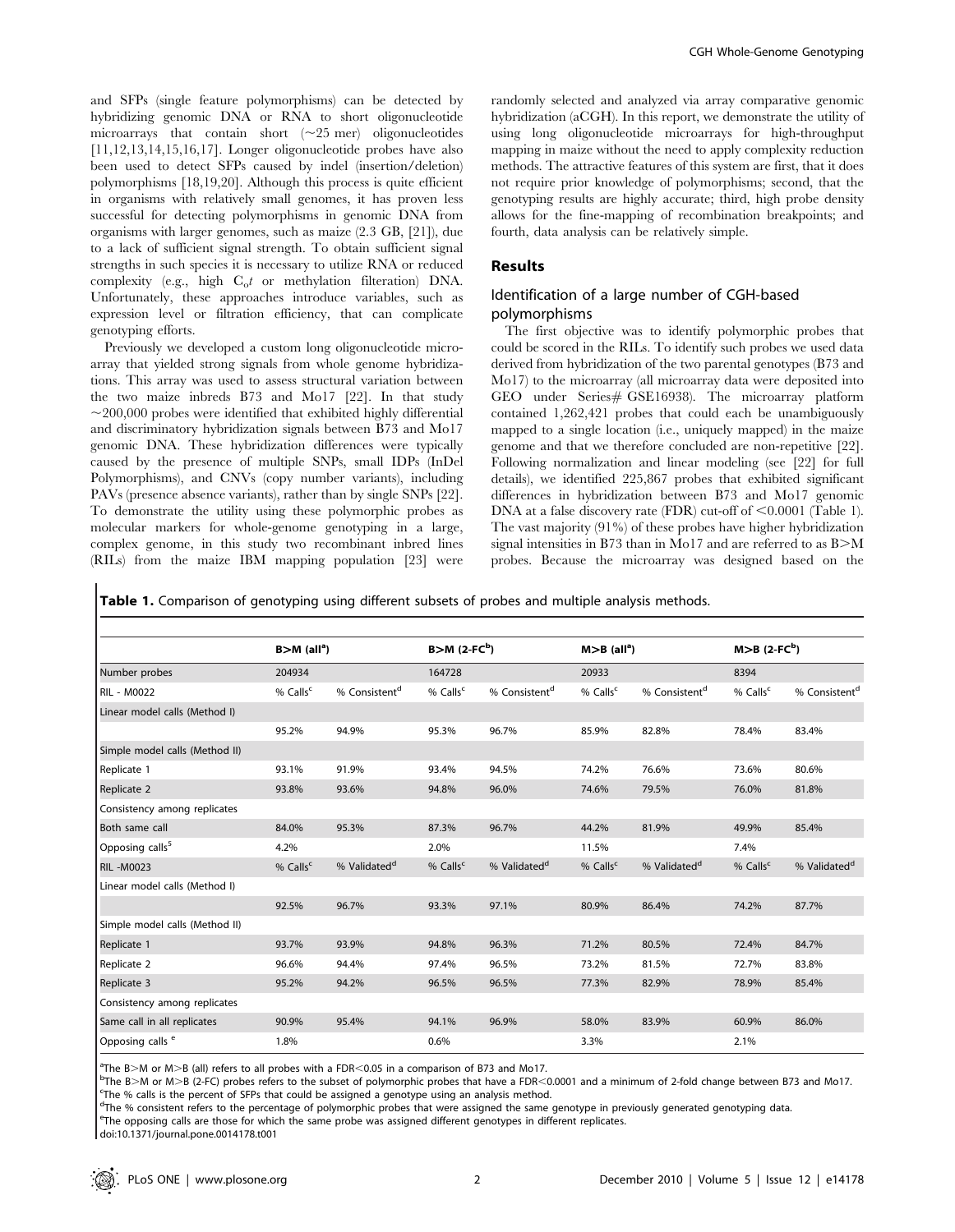and SFPs (single feature polymorphisms) can be detected by hybridizing genomic DNA or RNA to short oligonucleotide microarrays that contain short (~25 mer) oligonucleotides [11,12,13,14,15,16,17]. Longer oligonucleotide probes have also been used to detect SFPs caused by indel (insertion/deletion) polymorphisms [18,19,20]. Although this process is quite efficient in organisms with relatively small genomes, it has proven less successful for detecting polymorphisms in genomic DNA from organisms with larger genomes, such as maize (2.3 GB, [21]), due to a lack of sufficient signal strength. To obtain sufficient signal strengths in such species it is necessary to utilize RNA or reduced complexity (e.g., high $C_ot$ or methylation filteration) DNA. Unfortunately, these approaches introduce variables, such as expression level or filtration efficiency, that can complicate genotyping efforts.

Previously we developed a custom long oligonucleotide microarray that yielded strong signals from whole genome hybridizations. This array was used to assess structural variation between the two maize inbreds B73 and Mo17 [22]. In that study ~200,000 probes were identified that exhibited highly differential and discriminatory hybridization signals between B73 and Mo17 genomic DNA. These hybridization differences were typically caused by the presence of multiple SNPs, small IDPs (InDel Polymorphisms), and CNVs (copy number variants), including PAVs (presence absence variants), rather than by single SNPs [22]. To demonstrate the utility using these polymorphic probes as molecular markers for whole-genome genotyping in a large, complex genome, in this study two recombinant inbred lines (RILs) from the maize IBM mapping population [23] were randomly selected and analyzed via array comparative genomic hybridization (aCGH). In this report, we demonstrate the utility of using long oligonucleotide microarrays for high-throughput mapping in maize without the need to apply complexity reduction methods. The attractive features of this system are first, that it does not require prior knowledge of polymorphisms; second, that the genotyping results are highly accurate; third, high probe density allows for the fine-mapping of recombination breakpoints; and fourth, data analysis can be relatively simple.

## Results

### Identification of a large number of CGH-based polymorphisms

The first objective was to identify polymorphic probes that could be scored in the RILs. To identify such probes we used data derived from hybridization of the two parental genotypes (B73 and Mo17) to the microarray (all microarray data were deposited into GEO under Series# GSE16938). The microarray platform contained 1,262,421 probes that could each be unambiguously mapped to a single location (i.e., uniquely mapped) in the maize genome and that we therefore concluded are non-repetitive [22]. Following normalization and linear modeling (see [22] for full details), we identified 225,867 probes that exhibited significant differences in hybridization between B73 and Mo17 genomic DNA at a false discovery rate (FDR) cut-off of <0.0001 (Table 1). The vast majority (91%) of these probes have higher hybridization signal intensities in B73 than in Mo17 and are referred to as B>M probes. Because the microarray was designed based on the

**Table 1.** Comparison of genotyping using different subsets of probes and multiple analysis methods.

| | B>M (all[a]) | | B>M (2-FC[b]) | | M>B (all[a]) | | M>B (2-FC[b]) | |
|---|---|---|---|---|---|---|---|---|
| Number probes | 204934 | | 164728 | | 20933 | | 8394 | |
| RIL - M0022 | % Calls[c] | % Consistent[d] | % Calls[c] | % Consistent[d] | % Calls[c] | % Consistent[d] | % Calls[c] | % Consistent[d] |
| Linear model calls (Method I) | | | | | | | | |
| | 95.2% | 94.9% | 95.3% | 96.7% | 85.9% | 82.8% | 78.4% | 83.4% |
| Simple model calls (Method II) | | | | | | | | |
| Replicate 1 | 93.1% | 91.9% | 93.4% | 94.5% | 74.2% | 76.6% | 73.6% | 80.6% |
| Replicate 2 | 93.8% | 93.6% | 94.8% | 96.0% | 74.6% | 79.5% | 76.0% | 81.8% |
| Consistency among replicates | | | | | | | | |
| Both same call | 84.0% | 95.3% | 87.3% | 96.7% | 44.2% | 81.9% | 49.9% | 85.4% |
| Opposing calls[5] | 4.2% | | 2.0% | | 11.5% | | 7.4% | |
| RIL -M0023 | % Calls[c] | % Validated[d] | % Calls[c] | % Validated[d] | % Calls[c] | % Validated[d] | % Calls[c] | % Validated[d] |
| Linear model calls (Method I) | | | | | | | | |
| | 92.5% | 96.7% | 93.3% | 97.1% | 80.9% | 86.4% | 74.2% | 87.7% |
| Simple model calls (Method II) | | | | | | | | |
| Replicate 1 | 93.7% | 93.9% | 94.8% | 96.3% | 71.2% | 80.5% | 72.4% | 84.7% |
| Replicate 2 | 96.6% | 94.4% | 97.4% | 96.5% | 73.2% | 81.5% | 72.7% | 83.8% |
| Replicate 3 | 95.2% | 94.2% | 96.5% | 96.5% | 77.3% | 82.9% | 78.9% | 85.4% |
| Consistency among replicates | | | | | | | | |
| Same call in all replicates | 90.9% | 95.4% | 94.1% | 96.9% | 58.0% | 83.9% | 60.9% | 86.0% |
| Opposing calls[e] | 1.8% | | 0.6% | | 3.3% | | 2.1% | |

[a]The B>M or M>B (all) refers to all probes with a FDR<0.05 in a comparison of B73 and Mo17.
[b]The B>M or M>B (2-FC) probes refers to the subset of polymorphic probes that have a FDR<0.0001 and a minimum of 2-fold change between B73 and Mo17.
[c]The % calls is the percent of SFPs that could be assigned a genotype using an analysis method.
[d]The % consistent refers to the percentage of polymorphic probes that were assigned the same genotype in previously generated genotyping data.
[e]The opposing calls are those for which the same probe was assigned different genotypes in different replicates.
doi:10.1371/journal.pone.0014178.t001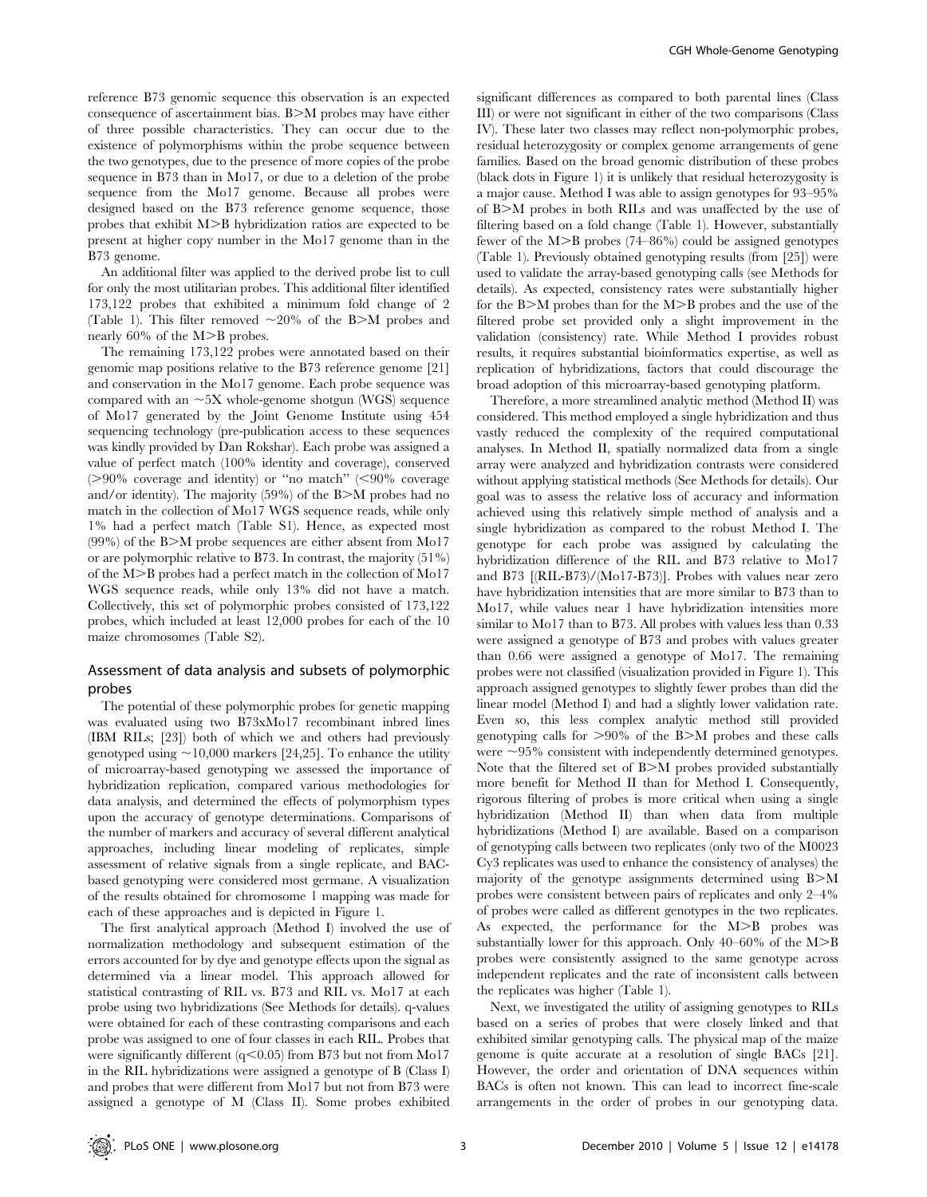reference B73 genomic sequence this observation is an expected consequence of ascertainment bias. B>M probes may have either of three possible characteristics. They can occur due to the existence of polymorphisms within the probe sequence between the two genotypes, due to the presence of more copies of the probe sequence in B73 than in Mo17, or due to a deletion of the probe sequence from the Mo17 genome. Because all probes were designed based on the B73 reference genome sequence, those probes that exhibit M>B hybridization ratios are expected to be present at higher copy number in the Mo17 genome than in the B73 genome.

An additional filter was applied to the derived probe list to cull for only the most utilitarian probes. This additional filter identified 173,122 probes that exhibited a minimum fold change of 2 (Table 1). This filter removed ~20% of the B>M probes and nearly 60% of the M>B probes.

The remaining 173,122 probes were annotated based on their genomic map positions relative to the B73 reference genome [21] and conservation in the Mo17 genome. Each probe sequence was compared with an ~5X whole-genome shotgun (WGS) sequence of Mo17 generated by the Joint Genome Institute using 454 sequencing technology (pre-publication access to these sequences was kindly provided by Dan Rokshar). Each probe was assigned a value of perfect match (100% identity and coverage), conserved (>90% coverage and identity) or "no match" (<90% coverage and/or identity). The majority (59%) of the B>M probes had no match in the collection of Mo17 WGS sequence reads, while only 1% had a perfect match (Table S1). Hence, as expected most (99%) of the B>M probe sequences are either absent from Mo17 or are polymorphic relative to B73. In contrast, the majority (51%) of the M>B probes had a perfect match in the collection of Mo17 WGS sequence reads, while only 13% did not have a match. Collectively, this set of polymorphic probes consisted of 173,122 probes, which included at least 12,000 probes for each of the 10 maize chromosomes (Table S2).

## Assessment of data analysis and subsets of polymorphic probes

The potential of these polymorphic probes for genetic mapping was evaluated using two B73xMo17 recombinant inbred lines (IBM RILs; [23]) both of which we and others had previously genotyped using ~10,000 markers [24,25]. To enhance the utility of microarray-based genotyping we assessed the importance of hybridization replication, compared various methodologies for data analysis, and determined the effects of polymorphism types upon the accuracy of genotype determinations. Comparisons of the number of markers and accuracy of several different analytical approaches, including linear modeling of replicates, simple assessment of relative signals from a single replicate, and BAC-based genotyping were considered most germane. A visualization of the results obtained for chromosome 1 mapping was made for each of these approaches and is depicted in Figure 1.

The first analytical approach (Method I) involved the use of normalization methodology and subsequent estimation of the errors accounted for by dye and genotype effects upon the signal as determined via a linear model. This approach allowed for statistical contrasting of RIL vs. B73 and RIL vs. Mo17 at each probe using two hybridizations (See Methods for details). q-values were obtained for each of these contrasting comparisons and each probe was assigned to one of four classes in each RIL. Probes that were significantly different ($q<0.05$) from B73 but not from Mo17 in the RIL hybridizations were assigned a genotype of B (Class I) and probes that were different from Mo17 but not from B73 were assigned a genotype of M (Class II). Some probes exhibited significant differences as compared to both parental lines (Class III) or were not significant in either of the two comparisons (Class IV). These later two classes may reflect non-polymorphic probes, residual heterozygosity or complex genome arrangements of gene families. Based on the broad genomic distribution of these probes (black dots in Figure 1) it is unlikely that residual heterozygosity is a major cause. Method I was able to assign genotypes for 93–95% of B>M probes in both RILs and was unaffected by the use of filtering based on a fold change (Table 1). However, substantially fewer of the M>B probes (74–86%) could be assigned genotypes (Table 1). Previously obtained genotyping results (from [25]) were used to validate the array-based genotyping calls (see Methods for details). As expected, consistency rates were substantially higher for the B>M probes than for the M>B probes and the use of the filtered probe set provided only a slight improvement in the validation (consistency) rate. While Method I provides robust results, it requires substantial bioinformatics expertise, as well as replication of hybridizations, factors that could discourage the broad adoption of this microarray-based genotyping platform.

Therefore, a more streamlined analytic method (Method II) was considered. This method employed a single hybridization and thus vastly reduced the complexity of the required computational analyses. In Method II, spatially normalized data from a single array were analyzed and hybridization contrasts were considered without applying statistical methods (See Methods for details). Our goal was to assess the relative loss of accuracy and information achieved using this relatively simple method of analysis and a single hybridization as compared to the robust Method I. The genotype for each probe was assigned by calculating the hybridization difference of the RIL and B73 relative to Mo17 and B73 [(RIL-B73)/(Mo17-B73)]. Probes with values near zero have hybridization intensities that are more similar to B73 than to Mo17, while values near 1 have hybridization intensities more similar to Mo17 than to B73. All probes with values less than 0.33 were assigned a genotype of B73 and probes with values greater than 0.66 were assigned a genotype of Mo17. The remaining probes were not classified (visualization provided in Figure 1). This approach assigned genotypes to slightly fewer probes than did the linear model (Method I) and had a slightly lower validation rate. Even so, this less complex analytic method still provided genotyping calls for >90% of the B>M probes and these calls were ~95% consistent with independently determined genotypes. Note that the filtered set of B>M probes provided substantially more benefit for Method II than for Method I. Consequently, rigorous filtering of probes is more critical when using a single hybridization (Method II) than when data from multiple hybridizations (Method I) are available. Based on a comparison of genotyping calls between two replicates (only two of the M0023 Cy3 replicates was used to enhance the consistency of analyses) the majority of the genotype assignments determined using B>M probes were consistent between pairs of replicates and only 2–4% of probes were called as different genotypes in the two replicates. As expected, the performance for the M>B probes was substantially lower for this approach. Only 40–60% of the M>B probes were consistently assigned to the same genotype across independent replicates and the rate of inconsistent calls between the replicates was higher (Table 1).

Next, we investigated the utility of assigning genotypes to RILs based on a series of probes that were closely linked and that exhibited similar genotyping calls. The physical map of the maize genome is quite accurate at a resolution of single BACs [21]. However, the order and orientation of DNA sequences within BACs is often not known. This can lead to incorrect fine-scale arrangements in the order of probes in our genotyping data.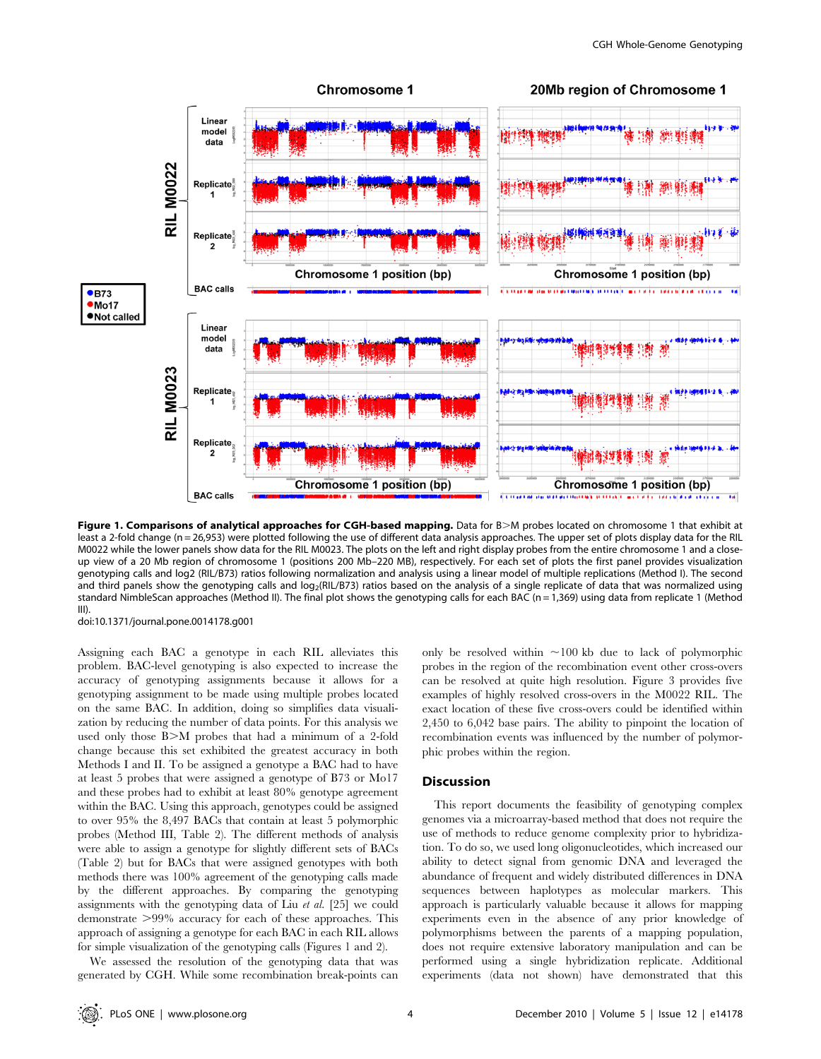**Figure 1. Comparisons of analytical approaches for CGH-based mapping.** Data for B>M probes located on chromosome 1 that exhibit at least a 2-fold change (n = 26,953) were plotted following the use of different data analysis approaches. The upper set of plots display data for the RIL M0022 while the lower panels show data for the RIL M0023. The plots on the left and right display probes from the entire chromosome 1 and a close-up view of a 20 Mb region of chromosome 1 (positions 200 Mb–220 MB), respectively. For each set of plots the first panel provides visualization genotyping calls and log2 (RIL/B73) ratios following normalization and analysis using a linear model of multiple replications (Method I). The second and third panels show the genotyping calls and $\log_2$(RIL/B73) ratios based on the analysis of a single replicate of data that was normalized using standard NimbleScan approaches (Method II). The final plot shows the genotyping calls for each BAC (n = 1,369) using data from replicate 1 (Method III).

doi:10.1371/journal.pone.0014178.g001

Assigning each BAC a genotype in each RIL alleviates this problem. BAC-level genotyping is also expected to increase the accuracy of genotyping assignments because it allows for a genotyping assignment to be made using multiple probes located on the same BAC. In addition, doing so simplifies data visualization by reducing the number of data points. For this analysis we used only those B>M probes that had a minimum of a 2-fold change because this set exhibited the greatest accuracy in both Methods I and II. To be assigned a genotype a BAC had to have at least 5 probes that were assigned a genotype of B73 or Mo17 and these probes had to exhibit at least 80% genotype agreement within the BAC. Using this approach, genotypes could be assigned to over 95% the 8,497 BACs that contain at least 5 polymorphic probes (Method III, Table 2). The different methods of analysis were able to assign a genotype for slightly different sets of BACs (Table 2) but for BACs that were assigned genotypes with both methods there was 100% agreement of the genotyping calls made by the different approaches. By comparing the genotyping assignments with the genotyping data of Liu *et al.* [25] we could demonstrate >99% accuracy for each of these approaches. This approach of assigning a genotype for each BAC in each RIL allows for simple visualization of the genotyping calls (Figures 1 and 2).

We assessed the resolution of the genotyping data that was generated by CGH. While some recombination break-points can only be resolved within ~100 kb due to lack of polymorphic probes in the region of the recombination event other cross-overs can be resolved at quite high resolution. Figure 3 provides five examples of highly resolved cross-overs in the M0022 RIL. The exact location of these five cross-overs could be identified within 2,450 to 6,042 base pairs. The ability to pinpoint the location of recombination events was influenced by the number of polymorphic probes within the region.

## Discussion

This report documents the feasibility of genotyping complex genomes via a microarray-based method that does not require the use of methods to reduce genome complexity prior to hybridization. To do so, we used long oligonucleotides, which increased our ability to detect signal from genomic DNA and leveraged the abundance of frequent and widely distributed differences in DNA sequences between haplotypes as molecular markers. This approach is particularly valuable because it allows for mapping experiments even in the absence of any prior knowledge of polymorphisms between the parents of a mapping population, does not require extensive laboratory manipulation and can be performed using a single hybridization replicate. Additional experiments (data not shown) have demonstrated that this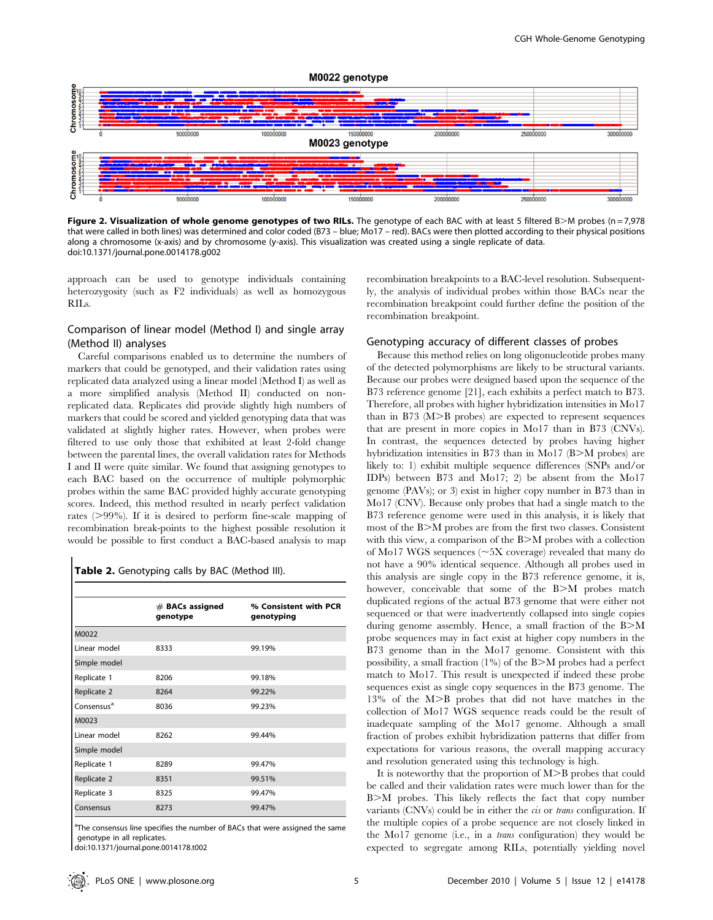Figure 2. Visualization of whole genome genotypes of two RILs. The genotype of each BAC with at least 5 filtered B>M probes (n = 7,978 that were called in both lines) was determined and color coded (B73 – blue; Mo17 – red). BACs were then plotted according to their physical positions along a chromosome (x-axis) and by chromosome (y-axis). This visualization was created using a single replicate of data.
doi:10.1371/journal.pone.0014178.g002

approach can be used to genotype individuals containing heterozygosity (such as F2 individuals) as well as homozygous RILs.

## Comparison of linear model (Method I) and single array (Method II) analyses

Careful comparisons enabled us to determine the numbers of markers that could be genotyped, and their validation rates using replicated data analyzed using a linear model (Method I) as well as a more simplified analysis (Method II) conducted on non-replicated data. Replicates did provide slightly high numbers of markers that could be scored and yielded genotyping data that was validated at slightly higher rates. However, when probes were filtered to use only those that exhibited at least 2-fold change between the parental lines, the overall validation rates for Methods I and II were quite similar. We found that assigning genotypes to each BAC based on the occurrence of multiple polymorphic probes within the same BAC provided highly accurate genotyping scores. Indeed, this method resulted in nearly perfect validation rates (>99%). If it is desired to perform fine-scale mapping of recombination break-points to the highest possible resolution it would be possible to first conduct a BAC-based analysis to map recombination breakpoints to a BAC-level resolution. Subsequently, the analysis of individual probes within those BACs near the recombination breakpoint could further define the position of the recombination breakpoint.

**Table 2.** Genotyping calls by BAC (Method III).

| | # BACs assigned genotype | % Consistent with PCR genotyping |
|---|---|---|
| M0022 | | |
| Linear model | 8333 | 99.19% |
| Simple model | | |
| Replicate 1 | 8206 | 99.18% |
| Replicate 2 | 8264 | 99.22% |
| Consensus[a] | 8036 | 99.23% |
| M0023 | | |
| Linear model | 8262 | 99.44% |
| Simple model | | |
| Replicate 1 | 8289 | 99.47% |
| Replicate 2 | 8351 | 99.51% |
| Replicate 3 | 8325 | 99.47% |
| Consensus | 8273 | 99.47% |

[a]The consensus line specifies the number of BACs that were assigned the same genotype in all replicates.
doi:10.1371/journal.pone.0014178.t002

## Genotyping accuracy of different classes of probes

Because this method relies on long oligonucleotide probes many of the detected polymorphisms are likely to be structural variants. Because our probes were designed based upon the sequence of the B73 reference genome [21], each exhibits a perfect match to B73. Therefore, all probes with higher hybridization intensities in Mo17 than in B73 (M>B probes) are expected to represent sequences that are present in more copies in Mo17 than in B73 (CNVs). In contrast, the sequences detected by probes having higher hybridization intensities in B73 than in Mo17 (B>M probes) are likely to: 1) exhibit multiple sequence differences (SNPs and/or IDPs) between B73 and Mo17; 2) be absent from the Mo17 genome (PAVs); or 3) exist in higher copy number in B73 than in Mo17 (CNV). Because only probes that had a single match to the B73 reference genome were used in this analysis, it is likely that most of the B>M probes are from the first two classes. Consistent with this view, a comparison of the B>M probes with a collection of Mo17 WGS sequences (~5X coverage) revealed that many do not have a 90% identical sequence. Although all probes used in this analysis are single copy in the B73 reference genome, it is, however, conceivable that some of the B>M probes match duplicated regions of the actual B73 genome that were either not sequenced or that were inadvertently collapsed into single copies during genome assembly. Hence, a small fraction of the B>M probe sequences may in fact exist at higher copy numbers in the B73 genome than in the Mo17 genome. Consistent with this possibility, a small fraction (1%) of the B>M probes had a perfect match to Mo17. This result is unexpected if indeed these probe sequences exist as single copy sequences in the B73 genome. The 13% of the M>B probes that did not have matches in the collection of Mo17 WGS sequence reads could be the result of inadequate sampling of the Mo17 genome. Although a small fraction of probes exhibit hybridization patterns that differ from expectations for various reasons, the overall mapping accuracy and resolution generated using this technology is high.

It is noteworthy that the proportion of M>B probes that could be called and their validation rates were much lower than for the B>M probes. This likely reflects the fact that copy number variants (CNVs) could be in either the *cis* or *trans* configuration. If the multiple copies of a probe sequence are not closely linked in the Mo17 genome (i.e., in a *trans* configuration) they would be expected to segregate among RILs, potentially yielding novel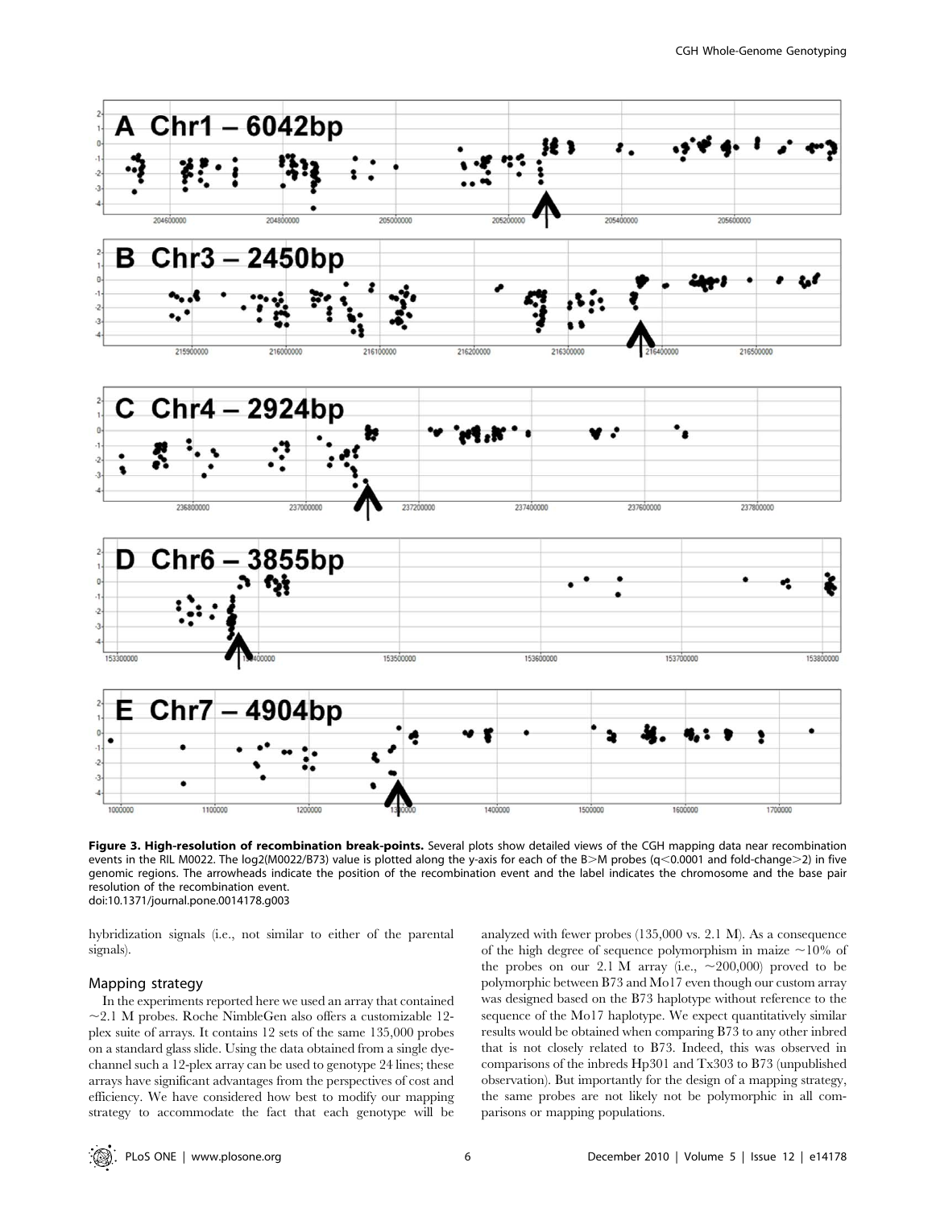**Figure 3. High-resolution of recombination break-points.** Several plots show detailed views of the CGH mapping data near recombination events in the RIL M0022. The log2(M0022/B73) value is plotted along the y-axis for each of the B>M probes (q<0.0001 and fold-change>2) in five genomic regions. The arrowheads indicate the position of the recombination event and the label indicates the chromosome and the base pair resolution of the recombination event.
doi:10.1371/journal.pone.0014178.g003

hybridization signals (i.e., not similar to either of the parental signals).

## Mapping strategy

In the experiments reported here we used an array that contained ~2.1 M probes. Roche NimbleGen also offers a customizable 12-plex suite of arrays. It contains 12 sets of the same 135,000 probes on a standard glass slide. Using the data obtained from a single dye-channel such a 12-plex array can be used to genotype 24 lines; these arrays have significant advantages from the perspectives of cost and efficiency. We have considered how best to modify our mapping strategy to accommodate the fact that each genotype will be analyzed with fewer probes (135,000 vs. 2.1 M). As a consequence of the high degree of sequence polymorphism in maize ~10% of the probes on our 2.1 M array (i.e., ~200,000) proved to be polymorphic between B73 and Mo17 even though our custom array was designed based on the B73 haplotype without reference to the sequence of the Mo17 haplotype. We expect quantitatively similar results would be obtained when comparing B73 to any other inbred that is not closely related to B73. Indeed, this was observed in comparisons of the inbreds Hp301 and Tx303 to B73 (unpublished observation). But importantly for the design of a mapping strategy, the same probes are not likely not be polymorphic in all comparisons or mapping populations.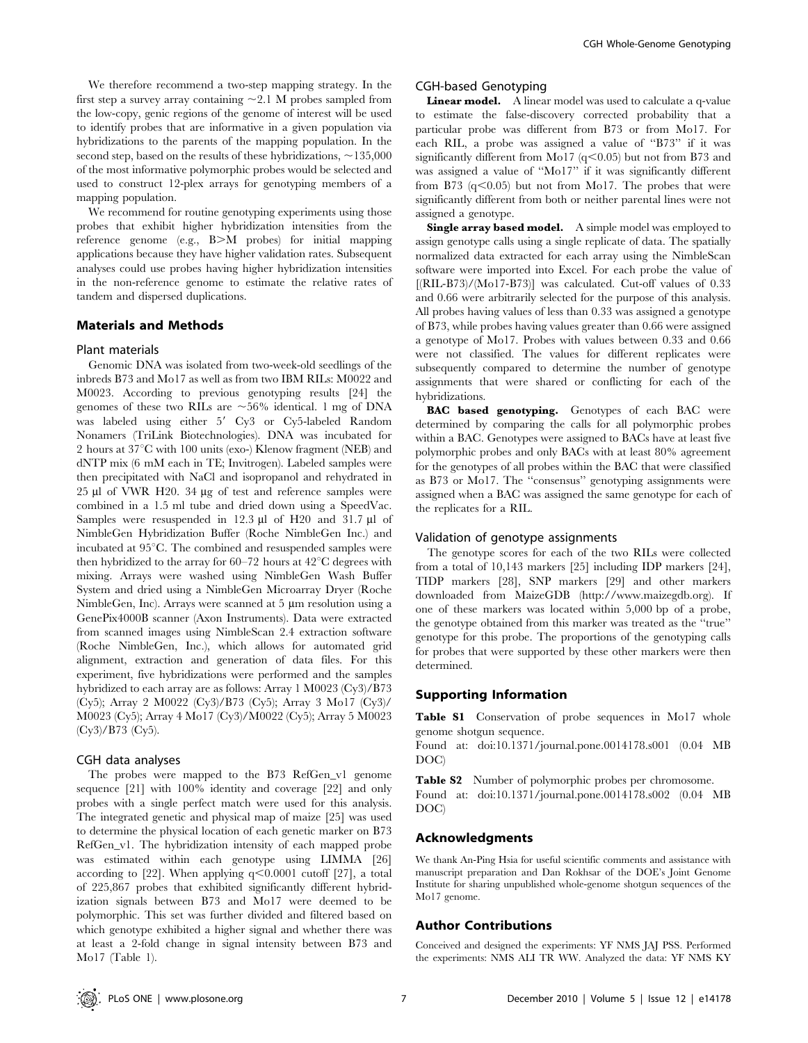We therefore recommend a two-step mapping strategy. In the first step a survey array containing ~2.1 M probes sampled from the low-copy, genic regions of the genome of interest will be used to identify probes that are informative in a given population via hybridizations to the parents of the mapping population. In the second step, based on the results of these hybridizations, ~135,000 of the most informative polymorphic probes would be selected and used to construct 12-plex arrays for genotyping members of a mapping population.

We recommend for routine genotyping experiments using those probes that exhibit higher hybridization intensities from the reference genome (e.g., B>M probes) for initial mapping applications because they have higher validation rates. Subsequent analyses could use probes having higher hybridization intensities in the non-reference genome to estimate the relative rates of tandem and dispersed duplications.

## Materials and Methods

### Plant materials

Genomic DNA was isolated from two-week-old seedlings of the inbreds B73 and Mo17 as well as from two IBM RILs: M0022 and M0023. According to previous genotyping results [24] the genomes of these two RILs are ~56% identical. 1 mg of DNA was labeled using either 5′ Cy3 or Cy5-labeled Random Nonamers (TriLink Biotechnologies). DNA was incubated for 2 hours at 37°C with 100 units (exo-) Klenow fragment (NEB) and dNTP mix (6 mM each in TE; Invitrogen). Labeled samples were then precipitated with NaCl and isopropanol and rehydrated in 25 µl of VWR H20. 34 µg of test and reference samples were combined in a 1.5 ml tube and dried down using a SpeedVac. Samples were resuspended in 12.3 µl of H20 and 31.7 µl of NimbleGen Hybridization Buffer (Roche NimbleGen Inc.) and incubated at 95°C. The combined and resuspended samples were then hybridized to the array for 60–72 hours at 42°C degrees with mixing. Arrays were washed using NimbleGen Wash Buffer System and dried using a NimbleGen Microarray Dryer (Roche NimbleGen, Inc). Arrays were scanned at 5 µm resolution using a GenePix4000B scanner (Axon Instruments). Data were extracted from scanned images using NimbleScan 2.4 extraction software (Roche NimbleGen, Inc.), which allows for automated grid alignment, extraction and generation of data files. For this experiment, five hybridizations were performed and the samples hybridized to each array are as follows: Array 1 M0023 (Cy3)/B73 (Cy5); Array 2 M0022 (Cy3)/B73 (Cy5); Array 3 Mo17 (Cy3)/M0023 (Cy5); Array 4 Mo17 (Cy3)/M0022 (Cy5); Array 5 M0023 (Cy3)/B73 (Cy5).

### CGH data analyses

The probes were mapped to the B73 RefGen_v1 genome sequence [21] with 100% identity and coverage [22] and only probes with a single perfect match were used for this analysis. The integrated genetic and physical map of maize [25] was used to determine the physical location of each genetic marker on B73 RefGen_v1. The hybridization intensity of each mapped probe was estimated within each genotype using LIMMA [26] according to [22]. When applying $q<0.0001$ cutoff [27], a total of 225,867 probes that exhibited significantly different hybridization signals between B73 and Mo17 were deemed to be polymorphic. This set was further divided and filtered based on which genotype exhibited a higher signal and whether there was at least a 2-fold change in signal intensity between B73 and Mo17 (Table 1).

### CGH-based Genotyping

**Linear model.** A linear model was used to calculate a q-value to estimate the false-discovery corrected probability that a particular probe was different from B73 or from Mo17. For each RIL, a probe was assigned a value of "B73" if it was significantly different from Mo17 ($q<0.05$) but not from B73 and was assigned a value of "Mo17" if it was significantly different from B73 ($q<0.05$) but not from Mo17. The probes that were significantly different from both or neither parental lines were not assigned a genotype.

**Single array based model.** A simple model was employed to assign genotype calls using a single replicate of data. The spatially normalized data extracted for each array using the NimbleScan software were imported into Excel. For each probe the value of [(RIL-B73)/(Mo17-B73)] was calculated. Cut-off values of 0.33 and 0.66 were arbitrarily selected for the purpose of this analysis. All probes having values of less than 0.33 was assigned a genotype of B73, while probes having values greater than 0.66 were assigned a genotype of Mo17. Probes with values between 0.33 and 0.66 were not classified. The values for different replicates were subsequently compared to determine the number of genotype assignments that were shared or conflicting for each of the hybridizations.

**BAC based genotyping.** Genotypes of each BAC were determined by comparing the calls for all polymorphic probes within a BAC. Genotypes were assigned to BACs have at least five polymorphic probes and only BACs with at least 80% agreement for the genotypes of all probes within the BAC that were classified as B73 or Mo17. The "consensus" genotyping assignments were assigned when a BAC was assigned the same genotype for each of the replicates for a RIL.

### Validation of genotype assignments

The genotype scores for each of the two RILs were collected from a total of 10,143 markers [25] including IDP markers [24], TIDP markers [28], SNP markers [29] and other markers downloaded from MaizeGDB (http://www.maizegdb.org). If one of these markers was located within 5,000 bp of a probe, the genotype obtained from this marker was treated as the "true" genotype for this probe. The proportions of the genotyping calls for probes that were supported by these other markers were then determined.

## Supporting Information

**Table S1** Conservation of probe sequences in Mo17 whole genome shotgun sequence.
Found at: doi:10.1371/journal.pone.0014178.s001 (0.04 MB DOC)

**Table S2** Number of polymorphic probes per chromosome.
Found at: doi:10.1371/journal.pone.0014178.s002 (0.04 MB DOC)

## Acknowledgments

We thank An-Ping Hsia for useful scientific comments and assistance with manuscript preparation and Dan Rokhsar of the DOE's Joint Genome Institute for sharing unpublished whole-genome shotgun sequences of the Mo17 genome.

## Author Contributions

Conceived and designed the experiments: YF NMS JAJ PSS. Performed the experiments: NMS ALI TR WW. Analyzed the data: YF NMS KY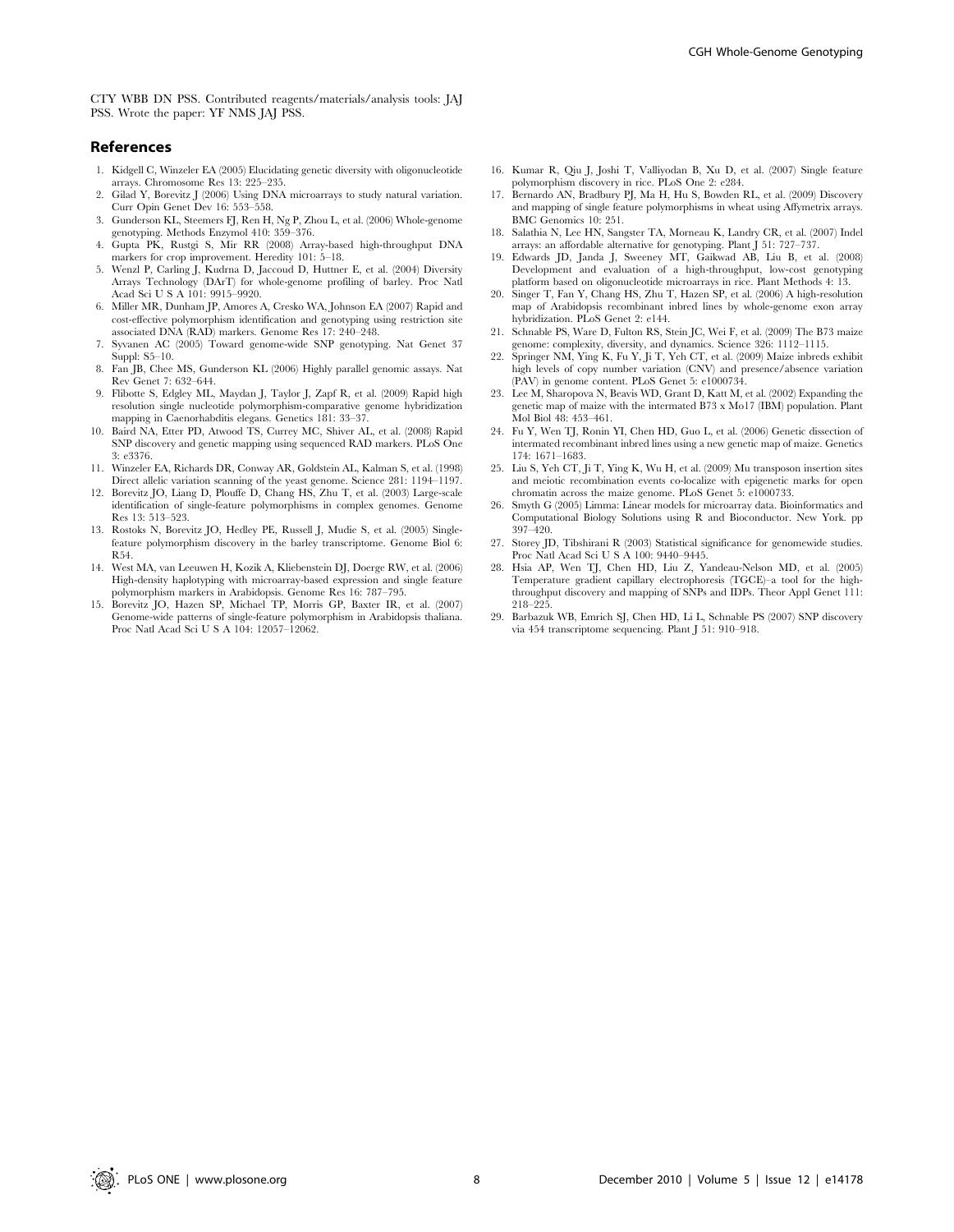CTY WBB DN PSS. Contributed reagents/materials/analysis tools: JAJ PSS. Wrote the paper: YF NMS JAJ PSS.

## References

1. Kidgell C, Winzeler EA (2005) Elucidating genetic diversity with oligonucleotide arrays. Chromosome Res 13: 225–235.
2. Gilad Y, Borevitz J (2006) Using DNA microarrays to study natural variation. Curr Opin Genet Dev 16: 553–558.
3. Gunderson KL, Steemers FJ, Ren H, Ng P, Zhou L, et al. (2006) Whole-genome genotyping. Methods Enzymol 410: 359–376.
4. Gupta PK, Rustgi S, Mir RR (2008) Array-based high-throughput DNA markers for crop improvement. Heredity 101: 5–18.
5. Wenzl P, Carling J, Kudrna D, Jaccoud D, Huttner E, et al. (2004) Diversity Arrays Technology (DArT) for whole-genome profiling of barley. Proc Natl Acad Sci U S A 101: 9915–9920.
6. Miller MR, Dunham JP, Amores A, Cresko WA, Johnson EA (2007) Rapid and cost-effective polymorphism identification and genotyping using restriction site associated DNA (RAD) markers. Genome Res 17: 240–248.
7. Syvanen AC (2005) Toward genome-wide SNP genotyping. Nat Genet 37 Suppl: S5–10.
8. Fan JB, Chee MS, Gunderson KL (2006) Highly parallel genomic assays. Nat Rev Genet 7: 632–644.
9. Flibotte S, Edgley ML, Maydan J, Taylor J, Zapf R, et al. (2009) Rapid high resolution single nucleotide polymorphism-comparative genome hybridization mapping in Caenorhabditis elegans. Genetics 181: 33–37.
10. Baird NA, Etter PD, Atwood TS, Currey MC, Shiver AL, et al. (2008) Rapid SNP discovery and genetic mapping using sequenced RAD markers. PLoS One 3: e3376.
11. Winzeler EA, Richards DR, Conway AR, Goldstein AL, Kalman S, et al. (1998) Direct allelic variation scanning of the yeast genome. Science 281: 1194–1197.
12. Borevitz JO, Liang D, Plouffe D, Chang HS, Zhu T, et al. (2003) Large-scale identification of single-feature polymorphisms in complex genomes. Genome Res 13: 513–523.
13. Rostoks N, Borevitz JO, Hedley PE, Russell J, Mudie S, et al. (2005) Single-feature polymorphism discovery in the barley transcriptome. Genome Biol 6: R54.
14. West MA, van Leeuwen H, Kozik A, Kliebenstein DJ, Doerge RW, et al. (2006) High-density haplotyping with microarray-based expression and single feature polymorphism markers in Arabidopsis. Genome Res 16: 787–795.
15. Borevitz JO, Hazen SP, Michael TP, Morris GP, Baxter IR, et al. (2007) Genome-wide patterns of single-feature polymorphism in Arabidopsis thaliana. Proc Natl Acad Sci U S A 104: 12057–12062.
16. Kumar R, Qiu J, Joshi T, Valliyodan B, Xu D, et al. (2007) Single feature polymorphism discovery in rice. PLoS One 2: e284.
17. Bernardo AN, Bradbury PJ, Ma H, Hu S, Bowden RL, et al. (2009) Discovery and mapping of single feature polymorphisms in wheat using Affymetrix arrays. BMC Genomics 10: 251.
18. Salathia N, Lee HN, Sangster TA, Morneau K, Landry CR, et al. (2007) Indel arrays: an affordable alternative for genotyping. Plant J 51: 727–737.
19. Edwards JD, Janda J, Sweeney MT, Gaikwad AB, Liu B, et al. (2008) Development and evaluation of a high-throughput, low-cost genotyping platform based on oligonucleotide microarrays in rice. Plant Methods 4: 13.
20. Singer T, Fan Y, Chang HS, Zhu T, Hazen SP, et al. (2006) A high-resolution map of Arabidopsis recombinant inbred lines by whole-genome exon array hybridization. PLoS Genet 2: e144.
21. Schnable PS, Ware D, Fulton RS, Stein JC, Wei F, et al. (2009) The B73 maize genome: complexity, diversity, and dynamics. Science 326: 1112–1115.
22. Springer NM, Ying K, Fu Y, Ji T, Yeh CT, et al. (2009) Maize inbreds exhibit high levels of copy number variation (CNV) and presence/absence variation (PAV) in genome content. PLoS Genet 5: e1000734.
23. Lee M, Sharopova N, Beavis WD, Grant D, Katt M, et al. (2002) Expanding the genetic map of maize with the intermated B73 x Mo17 (IBM) population. Plant Mol Biol 48: 453–461.
24. Fu Y, Wen TJ, Ronin YI, Chen HD, Guo L, et al. (2006) Genetic dissection of intermated recombinant inbred lines using a new genetic map of maize. Genetics 174: 1671–1683.
25. Liu S, Yeh CT, Ji T, Ying K, Wu H, et al. (2009) Mu transposon insertion sites and meiotic recombination events co-localize with epigenetic marks for open chromatin across the maize genome. PLoS Genet 5: e1000733.
26. Smyth G (2005) Limma: Linear models for microarray data. Bioinformatics and Computational Biology Solutions using R and Bioconductor. New York. pp 397–420.
27. Storey JD, Tibshirani R (2003) Statistical significance for genomewide studies. Proc Natl Acad Sci U S A 100: 9440–9445.
28. Hsia AP, Wen TJ, Chen HD, Liu Z, Yandeau-Nelson MD, et al. (2005) Temperature gradient capillary electrophoresis (TGCE)–a tool for the high-throughput discovery and mapping of SNPs and IDPs. Theor Appl Genet 111: 218–225.
29. Barbazuk WB, Emrich SJ, Chen HD, Li L, Schnable PS (2007) SNP discovery via 454 transcriptome sequencing. Plant J 51: 910–918.